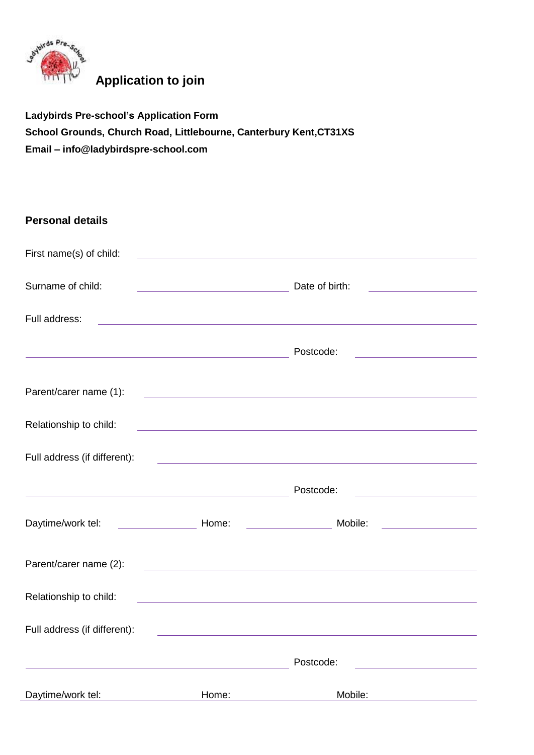# Application to join

**Ladybirds Pre-school's Application Form**
**School Grounds, Church Road, Littlebourne, Canterbury Kent,CT31XS**
**Email – info@ladybirdspre-school.com**

## Personal details

First name(s) of child: ______________________________

Surname of child: ______________________________ Date of birth: ______________

Full address: ______________________________

______________________________ Postcode: ______________

Parent/carer name (1): ______________________________

Relationship to child: ______________________________

Full address (if different): ______________________________

______________________________ Postcode: ______________

Daytime/work tel: ______________ Home: ______________ Mobile: ______________

Parent/carer name (2): ______________________________

Relationship to child: ______________________________

Full address (if different): ______________________________

______________________________ Postcode: ______________

Daytime/work tel: ______________ Home: ______________ Mobile: ______________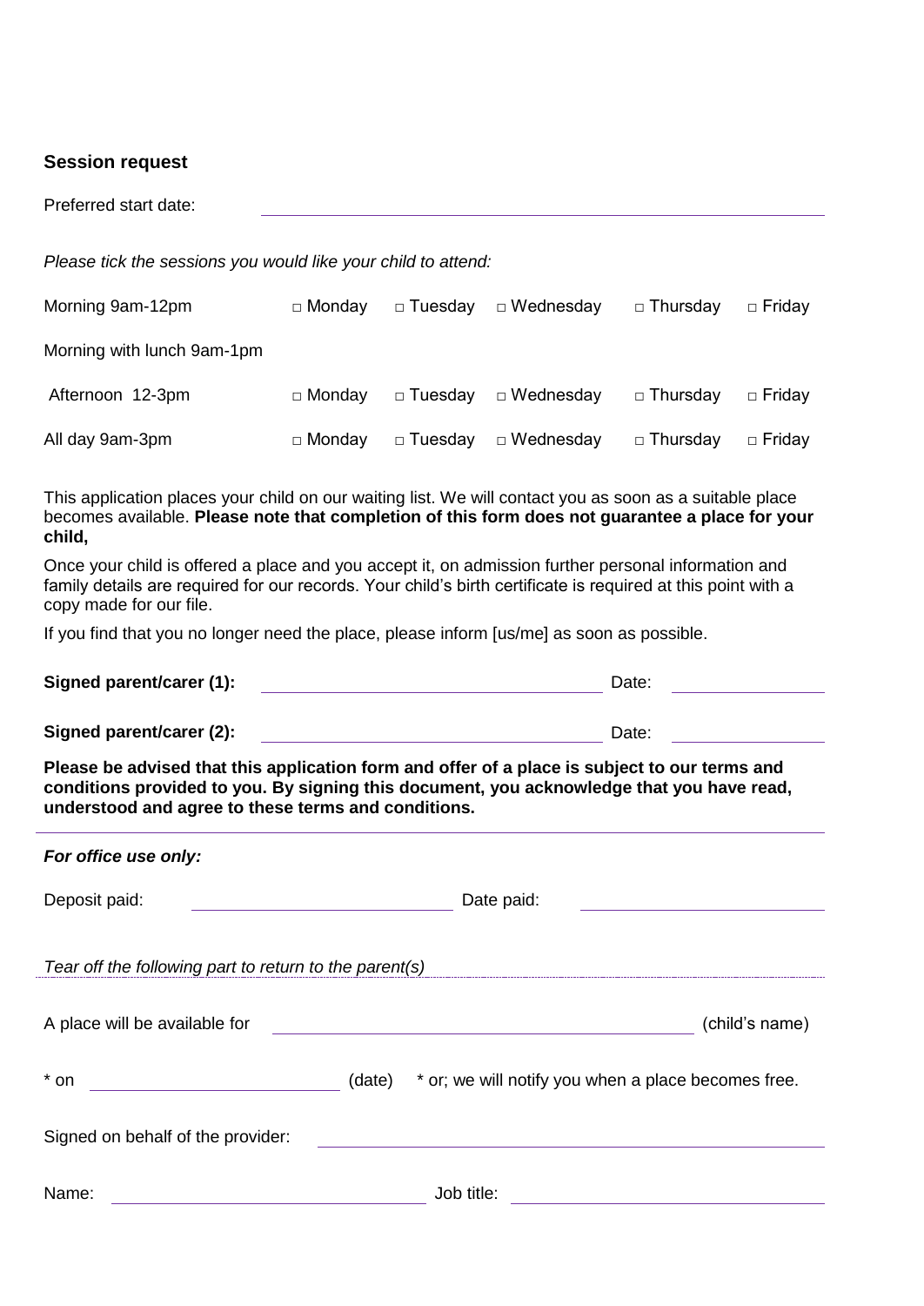**Session request**

Preferred start date: \_\_\_\_\_\_\_\_\_\_\_\_\_\_\_\_\_\_\_\_\_\_\_\_\_\_\_\_\_\_\_\_

*Please tick the sessions you would like your child to attend:*

| | | | | | |
|---|---|---|---|---|---|
| Morning 9am-12pm | □ Monday | □ Tuesday | □ Wednesday | □ Thursday | □ Friday |
| Morning with lunch 9am-1pm | | | | | |
| Afternoon 12-3pm | □ Monday | □ Tuesday | □ Wednesday | □ Thursday | □ Friday |
| All day 9am-3pm | □ Monday | □ Tuesday | □ Wednesday | □ Thursday | □ Friday |

This application places your child on our waiting list. We will contact you as soon as a suitable place becomes available. **Please note that completion of this form does not guarantee a place for your child,**

Once your child is offered a place and you accept it, on admission further personal information and family details are required for our records. Your child's birth certificate is required at this point with a copy made for our file.

If you find that you no longer need the place, please inform [us/me] as soon as possible.

**Signed parent/carer (1):** \_\_\_\_\_\_\_\_\_\_\_\_\_\_\_\_\_\_\_\_\_\_\_\_ Date: \_\_\_\_\_\_\_\_\_\_\_\_

**Signed parent/carer (2):** \_\_\_\_\_\_\_\_\_\_\_\_\_\_\_\_\_\_\_\_\_\_\_\_ Date: \_\_\_\_\_\_\_\_\_\_\_\_

**Please be advised that this application form and offer of a place is subject to our terms and conditions provided to you. By signing this document, you acknowledge that you have read, understood and agree to these terms and conditions.**

---

***For office use only:***

Deposit paid: \_\_\_\_\_\_\_\_\_\_\_\_\_\_\_\_\_\_\_\_ Date paid: \_\_\_\_\_\_\_\_\_\_\_\_\_\_\_\_\_\_\_\_

*Tear off the following part to return to the parent(s)*

---

A place will be available for \_\_\_\_\_\_\_\_\_\_\_\_\_\_\_\_\_\_\_\_\_\_\_\_\_\_\_\_\_\_ (child's name)

\* on \_\_\_\_\_\_\_\_\_\_\_\_\_\_\_\_\_\_\_\_ (date) \* or; we will notify you when a place becomes free.

Signed on behalf of the provider: \_\_\_\_\_\_\_\_\_\_\_\_\_\_\_\_\_\_\_\_\_\_\_\_\_\_\_\_\_\_

Name: \_\_\_\_\_\_\_\_\_\_\_\_\_\_\_\_\_\_\_\_\_\_\_\_ Job title: \_\_\_\_\_\_\_\_\_\_\_\_\_\_\_\_\_\_\_\_\_\_\_\_